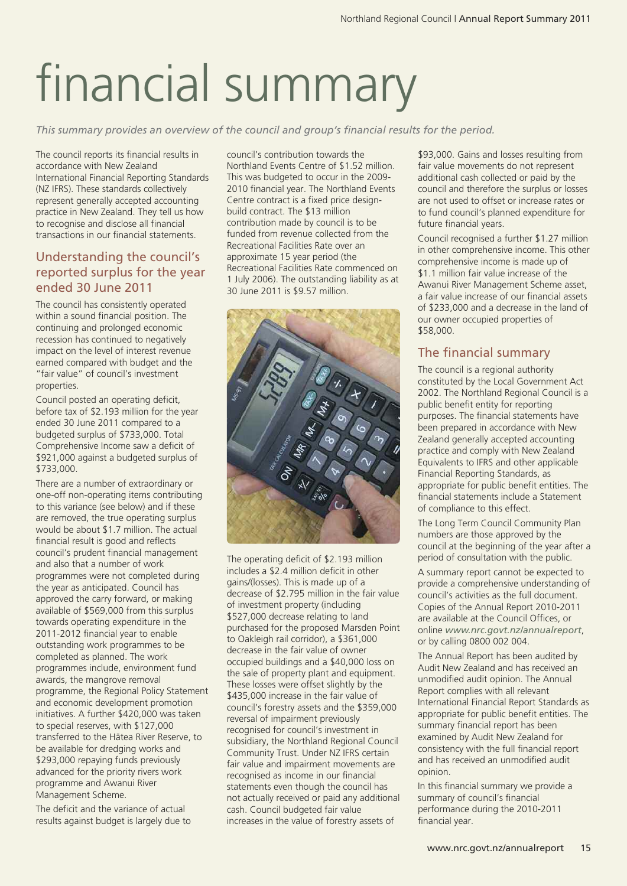# financial summary

*This summary provides an overview of the council and group's financial results for the period.*

The council reports its financial results in accordance with New Zealand International Financial Reporting Standards (NZ IFRS). These standards collectively represent generally accepted accounting practice in New Zealand. They tell us how to recognise and disclose all financial transactions in our financial statements.

## Understanding the council's reported surplus for the year ended 30 June 2011

The council has consistently operated within a sound financial position. The continuing and prolonged economic recession has continued to negatively impact on the level of interest revenue earned compared with budget and the "fair value" of council's investment properties.

Council posted an operating deficit, before tax of $2.193 million for the year ended 30 June 2011 compared to a budgeted surplus of $733,000. Total Comprehensive Income saw a deficit of $921,000 against a budgeted surplus of $733,000.

There are a number of extraordinary or one-off non-operating items contributing to this variance (see below) and if these are removed, the true operating surplus would be about $1.7 million. The actual financial result is good and reflects council's prudent financial management and also that a number of work programmes were not completed during the year as anticipated. Council has approved the carry forward, or making available of $569,000 from this surplus towards operating expenditure in the 2011-2012 financial year to enable outstanding work programmes to be completed as planned. The work programmes include, environment fund awards, the mangrove removal programme, the Regional Policy Statement and economic development promotion initiatives. A further $420,000 was taken to special reserves, with $127,000 transferred to the Hātea River Reserve, to be available for dredging works and $293,000 repaying funds previously advanced for the priority rivers work programme and Awanui River Management Scheme.

The deficit and the variance of actual results against budget is largely due to council's contribution towards the Northland Events Centre of $1.52 million. This was budgeted to occur in the 2009-2010 financial year. The Northland Events Centre contract is a fixed price design-build contract. The $13 million contribution made by council is to be funded from revenue collected from the Recreational Facilities Rate over an approximate 15 year period (the Recreational Facilities Rate commenced on 1 July 2006). The outstanding liability as at 30 June 2011 is $9.57 million.

The operating deficit of $2.193 million includes a $2.4 million deficit in other gains/(losses). This is made up of a decrease of $2.795 million in the fair value of investment property (including $527,000 decrease relating to land purchased for the proposed Marsden Point to Oakleigh rail corridor), a $361,000 decrease in the fair value of owner occupied buildings and a $40,000 loss on the sale of property plant and equipment. These losses were offset slightly by the $435,000 increase in the fair value of council's forestry assets and the $359,000 reversal of impairment previously recognised for council's investment in subsidiary, the Northland Regional Council Community Trust. Under NZ IFRS certain fair value and impairment movements are recognised as income in our financial statements even though the council has not actually received or paid any additional cash. Council budgeted fair value increases in the value of forestry assets of $93,000. Gains and losses resulting from fair value movements do not represent additional cash collected or paid by the council and therefore the surplus or losses are not used to offset or increase rates or to fund council's planned expenditure for future financial years.

Council recognised a further $1.27 million in other comprehensive income. This other comprehensive income is made up of $1.1 million fair value increase of the Awanui River Management Scheme asset, a fair value increase of our financial assets of $233,000 and a decrease in the land of our owner occupied properties of $58,000.

## The financial summary

The council is a regional authority constituted by the Local Government Act 2002. The Northland Regional Council is a public benefit entity for reporting purposes. The financial statements have been prepared in accordance with New Zealand generally accepted accounting practice and comply with New Zealand Equivalents to IFRS and other applicable Financial Reporting Standards, as appropriate for public benefit entities. The financial statements include a Statement of compliance to this effect.

The Long Term Council Community Plan numbers are those approved by the council at the beginning of the year after a period of consultation with the public.

A summary report cannot be expected to provide a comprehensive understanding of council's activities as the full document. Copies of the Annual Report 2010-2011 are available at the Council Offices, or online *www.nrc.govt.nz/annualreport*, or by calling 0800 002 004.

The Annual Report has been audited by Audit New Zealand and has received an unmodified audit opinion. The Annual Report complies with all relevant International Financial Report Standards as appropriate for public benefit entities. The summary financial report has been examined by Audit New Zealand for consistency with the full financial report and has received an unmodified audit opinion.

In this financial summary we provide a summary of council's financial performance during the 2010-2011 financial year.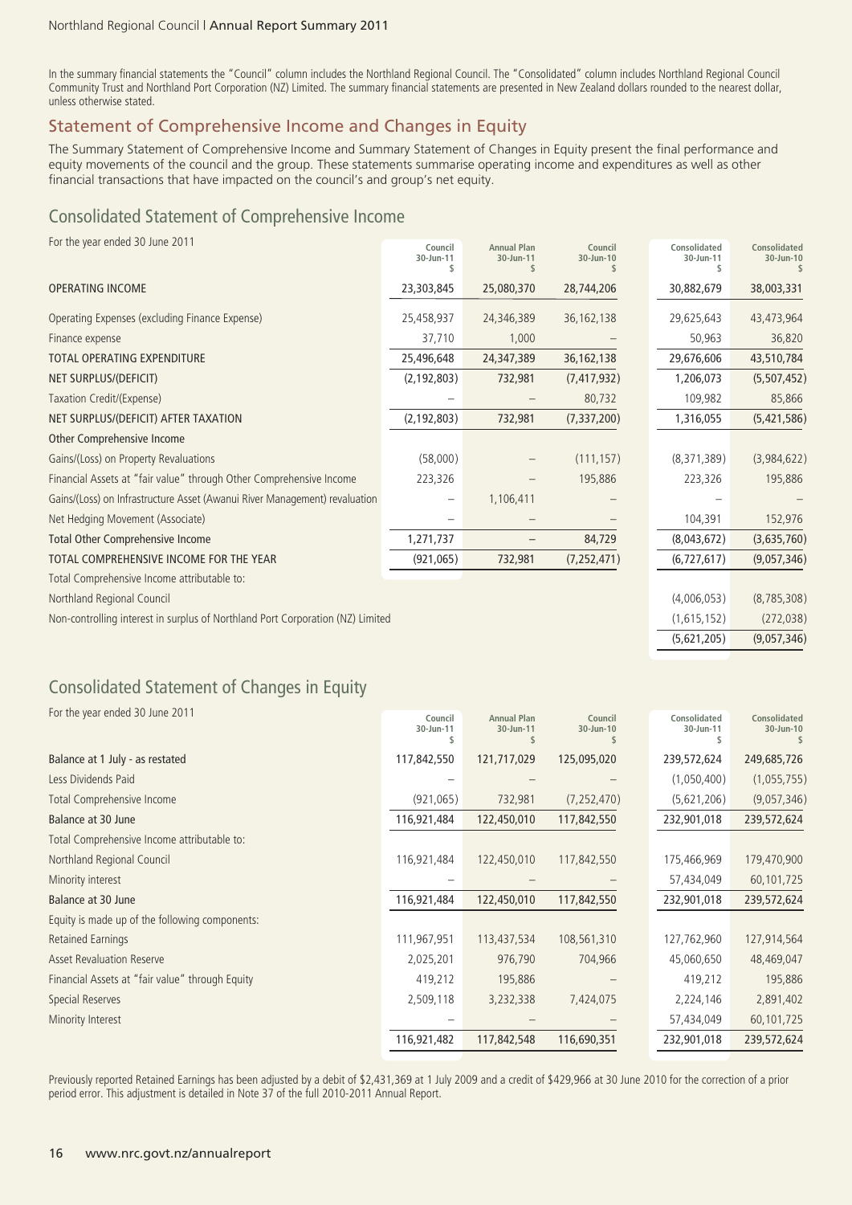In the summary financial statements the "Council" column includes the Northland Regional Council. The "Consolidated" column includes Northland Regional Council Community Trust and Northland Port Corporation (NZ) Limited. The summary financial statements are presented in New Zealand dollars rounded to the nearest dollar, unless otherwise stated.

## Statement of Comprehensive Income and Changes in Equity

The Summary Statement of Comprehensive Income and Summary Statement of Changes in Equity present the final performance and equity movements of the council and the group. These statements summarise operating income and expenditures as well as other financial transactions that have impacted on the council's and group's net equity.

## Consolidated Statement of Comprehensive Income

For the year ended 30 June 2011

| | Council 30-Jun-11 $ | Annual Plan 30-Jun-11 $ | Council 30-Jun-10 $ | Consolidated 30-Jun-11 $ | Consolidated 30-Jun-10 $ |
|---|---|---|---|---|---|
| OPERATING INCOME | 23,303,845 | 25,080,370 | 28,744,206 | 30,882,679 | 38,003,331 |
| Operating Expenses (excluding Finance Expense) | 25,458,937 | 24,346,389 | 36,162,138 | 29,625,643 | 43,473,964 |
| Finance expense | 37,710 | 1,000 | – | 50,963 | 36,820 |
| TOTAL OPERATING EXPENDITURE | 25,496,648 | 24,347,389 | 36,162,138 | 29,676,606 | 43,510,784 |
| NET SURPLUS/(DEFICIT) | (2,192,803) | 732,981 | (7,417,932) | 1,206,073 | (5,507,452) |
| Taxation Credit/(Expense) | – | – | 80,732 | 109,982 | 85,866 |
| NET SURPLUS/(DEFICIT) AFTER TAXATION | (2,192,803) | 732,981 | (7,337,200) | 1,316,055 | (5,421,586) |
| Other Comprehensive Income | | | | | |
| Gains/(Loss) on Property Revaluations | (58,000) | – | (111,157) | (8,371,389) | (3,984,622) |
| Financial Assets at "fair value" through Other Comprehensive Income | 223,326 | – | 195,886 | 223,326 | 195,886 |
| Gains/(Loss) on Infrastructure Asset (Awanui River Management) revaluation | – | 1,106,411 | – | – | – |
| Net Hedging Movement (Associate) | – | – | – | 104,391 | 152,976 |
| Total Other Comprehensive Income | 1,271,737 | – | 84,729 | (8,043,672) | (3,635,760) |
| TOTAL COMPREHENSIVE INCOME FOR THE YEAR | (921,065) | 732,981 | (7,252,471) | (6,727,617) | (9,057,346) |
| Total Comprehensive Income attributable to: | | | | | |
| Northland Regional Council | | | | (4,006,053) | (8,785,308) |
| Non-controlling interest in surplus of Northland Port Corporation (NZ) Limited | | | | (1,615,152) | (272,038) |
| | | | | (5,621,205) | (9,057,346) |

## Consolidated Statement of Changes in Equity

For the year ended 30 June 2011

| | Council 30-Jun-11 $ | Annual Plan 30-Jun-11 $ | Council 30-Jun-10 $ | Consolidated 30-Jun-11 $ | Consolidated 30-Jun-10 $ |
|---|---|---|---|---|---|
| Balance at 1 July - as restated | 117,842,550 | 121,717,029 | 125,095,020 | 239,572,624 | 249,685,726 |
| Less Dividends Paid | – | – | – | (1,050,400) | (1,055,755) |
| Total Comprehensive Income | (921,065) | 732,981 | (7,252,470) | (5,621,206) | (9,057,346) |
| Balance at 30 June | 116,921,484 | 122,450,010 | 117,842,550 | 232,901,018 | 239,572,624 |
| Total Comprehensive Income attributable to: | | | | | |
| Northland Regional Council | 116,921,484 | 122,450,010 | 117,842,550 | 175,466,969 | 179,470,900 |
| Minority interest | – | – | – | 57,434,049 | 60,101,725 |
| Balance at 30 June | 116,921,484 | 122,450,010 | 117,842,550 | 232,901,018 | 239,572,624 |
| Equity is made up of the following components: | | | | | |
| Retained Earnings | 111,967,951 | 113,437,534 | 108,561,310 | 127,762,960 | 127,914,564 |
| Asset Revaluation Reserve | 2,025,201 | 976,790 | 704,966 | 45,060,650 | 48,469,047 |
| Financial Assets at "fair value" through Equity | 419,212 | 195,886 | – | 419,212 | 195,886 |
| Special Reserves | 2,509,118 | 3,232,338 | 7,424,075 | 2,224,146 | 2,891,402 |
| Minority Interest | – | – | – | 57,434,049 | 60,101,725 |
| | 116,921,482 | 117,842,548 | 116,690,351 | 232,901,018 | 239,572,624 |

Previously reported Retained Earnings has been adjusted by a debit of $2,431,369 at 1 July 2009 and a credit of $429,966 at 30 June 2010 for the correction of a prior period error. This adjustment is detailed in Note 37 of the full 2010-2011 Annual Report.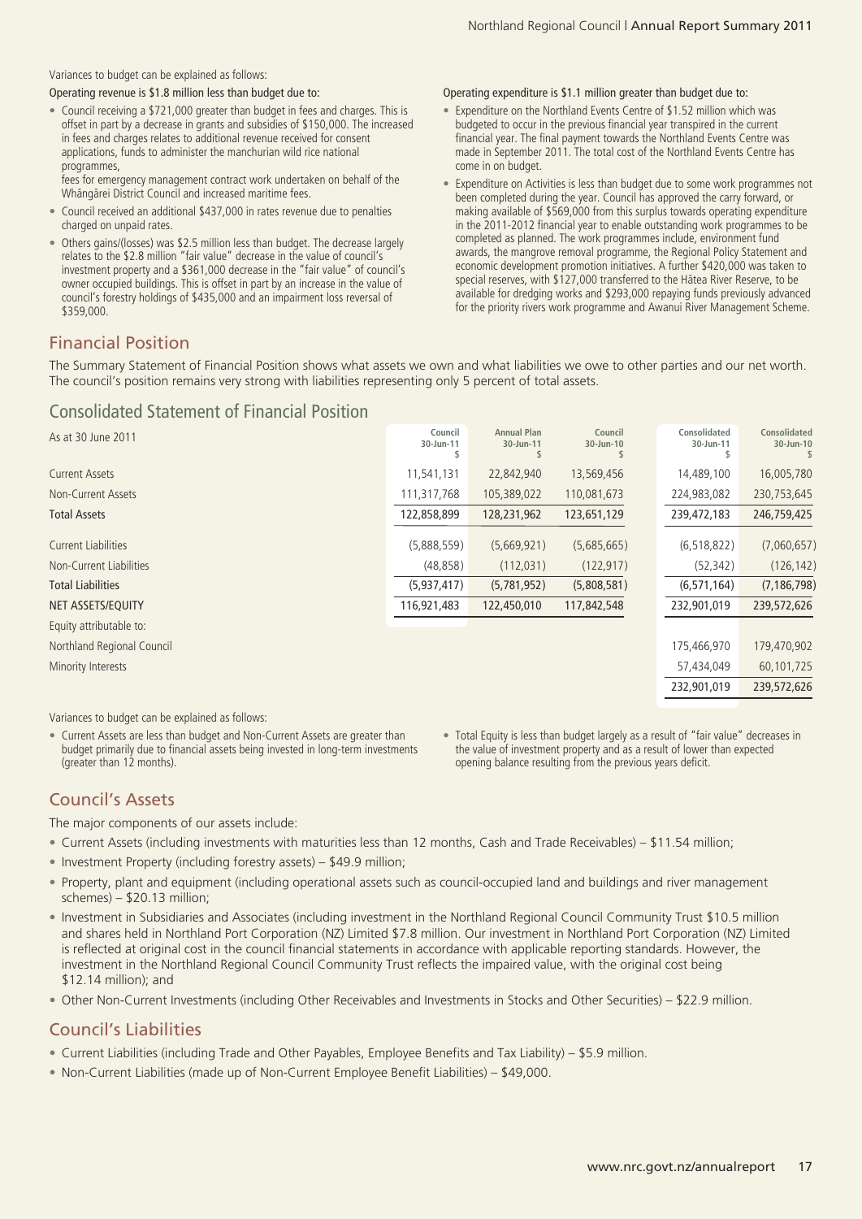Variances to budget can be explained as follows:

Operating revenue is $1.8 million less than budget due to:

- Council receiving a $721,000 greater than budget in fees and charges. This is offset in part by a decrease in grants and subsidies of $150,000. The increased in fees and charges relates to additional revenue received for consent applications, funds to administer the manchurian wild rice national programmes,
  fees for emergency management contract work undertaken on behalf of the Whāngārei District Council and increased maritime fees.
- Council received an additional $437,000 in rates revenue due to penalties charged on unpaid rates.
- Others gains/(losses) was $2.5 million less than budget. The decrease largely relates to the $2.8 million "fair value" decrease in the value of council's investment property and a $361,000 decrease in the "fair value" of council's owner occupied buildings. This is offset in part by an increase in the value of council's forestry holdings of $435,000 and an impairment loss reversal of $359,000.

Operating expenditure is $1.1 million greater than budget due to:

- Expenditure on the Northland Events Centre of $1.52 million which was budgeted to occur in the previous financial year transpired in the current financial year. The final payment towards the Northland Events Centre was made in September 2011. The total cost of the Northland Events Centre has come in on budget.
- Expenditure on Activities is less than budget due to some work programmes not been completed during the year. Council has approved the carry forward, or making available of $569,000 from this surplus towards operating expenditure in the 2011-2012 financial year to enable outstanding work programmes to be completed as planned. The work programmes include, environment fund awards, the mangrove removal programme, the Regional Policy Statement and economic development promotion initiatives. A further $420,000 was taken to special reserves, with $127,000 transferred to the Hātea River Reserve, to be available for dredging works and $293,000 repaying funds previously advanced for the priority rivers work programme and Awanui River Management Scheme.

## Financial Position

The Summary Statement of Financial Position shows what assets we own and what liabilities we owe to other parties and our net worth. The council's position remains very strong with liabilities representing only 5 percent of total assets.

## Consolidated Statement of Financial Position

| As at 30 June 2011 | Council 30-Jun-11 $ | Annual Plan 30-Jun-11 $ | Council 30-Jun-10 $ | Consolidated 30-Jun-11 $ | Consolidated 30-Jun-10 $ |
|---|---|---|---|---|---|
| Current Assets | 11,541,131 | 22,842,940 | 13,569,456 | 14,489,100 | 16,005,780 |
| Non-Current Assets | 111,317,768 | 105,389,022 | 110,081,673 | 224,983,082 | 230,753,645 |
| **Total Assets** | 122,858,899 | 128,231,962 | 123,651,129 | 239,472,183 | 246,759,425 |
| Current Liabilities | (5,888,559) | (5,669,921) | (5,685,665) | (6,518,822) | (7,060,657) |
| Non-Current Liabilities | (48,858) | (112,031) | (122,917) | (52,342) | (126,142) |
| **Total Liabilities** | (5,937,417) | (5,781,952) | (5,808,581) | (6,571,164) | (7,186,798) |
| **NET ASSETS/EQUITY** | 116,921,483 | 122,450,010 | 117,842,548 | 232,901,019 | 239,572,626 |
| Equity attributable to: | | | | | |
| Northland Regional Council | | | | 175,466,970 | 179,470,902 |
| Minority Interests | | | | 57,434,049 | 60,101,725 |
| | | | | 232,901,019 | 239,572,626 |

Variances to budget can be explained as follows:

- Current Assets are less than budget and Non-Current Assets are greater than budget primarily due to financial assets being invested in long-term investments (greater than 12 months).
- Total Equity is less than budget largely as a result of "fair value" decreases in the value of investment property and as a result of lower than expected opening balance resulting from the previous years deficit.

## Council's Assets

The major components of our assets include:

- Current Assets (including investments with maturities less than 12 months, Cash and Trade Receivables) – $11.54 million;
- Investment Property (including forestry assets) – $49.9 million;
- Property, plant and equipment (including operational assets such as council-occupied land and buildings and river management schemes) – $20.13 million;
- Investment in Subsidiaries and Associates (including investment in the Northland Regional Council Community Trust $10.5 million and shares held in Northland Port Corporation (NZ) Limited $7.8 million. Our investment in Northland Port Corporation (NZ) Limited is reflected at original cost in the council financial statements in accordance with applicable reporting standards. However, the investment in the Northland Regional Council Community Trust reflects the impaired value, with the original cost being $12.14 million); and
- Other Non-Current Investments (including Other Receivables and Investments in Stocks and Other Securities) – $22.9 million.

## Council's Liabilities

- Current Liabilities (including Trade and Other Payables, Employee Benefits and Tax Liability) – $5.9 million.
- Non-Current Liabilities (made up of Non-Current Employee Benefit Liabilities) – $49,000.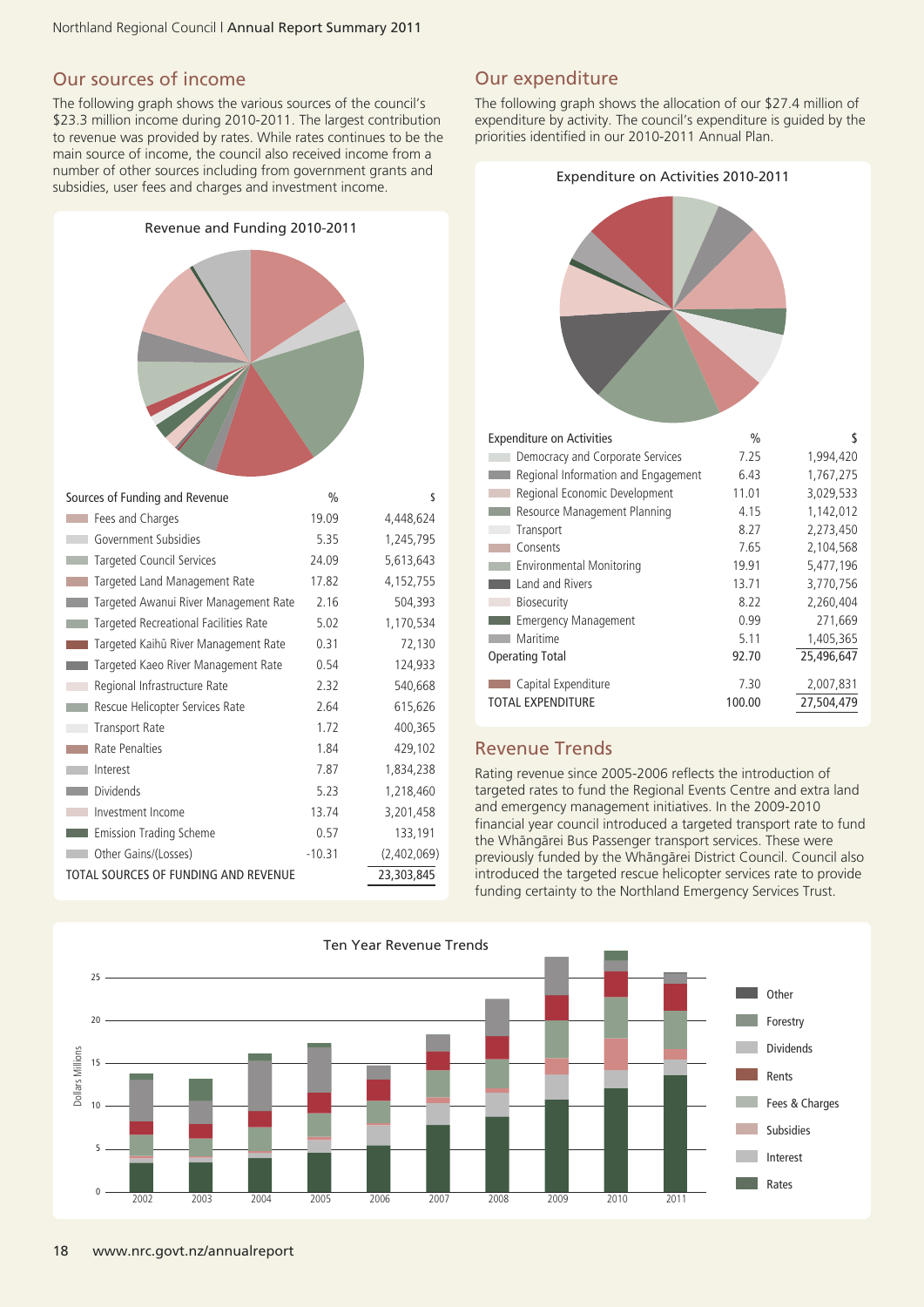## Our sources of income

The following graph shows the various sources of the council's $23.3 million income during 2010-2011. The largest contribution to revenue was provided by rates. While rates continues to be the main source of income, the council also received income from a number of other sources including from government grants and subsidies, user fees and charges and investment income.

### Revenue and Funding 2010-2011

| Sources of Funding and Revenue | % | $ |
|---|---|---|
| Fees and Charges | 19.09 | 4,448,624 |
| Government Subsidies | 5.35 | 1,245,795 |
| Targeted Council Services | 24.09 | 5,613,643 |
| Targeted Land Management Rate | 17.82 | 4,152,755 |
| Targeted Awanui River Management Rate | 2.16 | 504,393 |
| Targeted Recreational Facilities Rate | 5.02 | 1,170,534 |
| Targeted Kaihū River Management Rate | 0.31 | 72,130 |
| Targeted Kaeo River Management Rate | 0.54 | 124,933 |
| Regional Infrastructure Rate | 2.32 | 540,668 |
| Rescue Helicopter Services Rate | 2.64 | 615,626 |
| Transport Rate | 1.72 | 400,365 |
| Rate Penalties | 1.84 | 429,102 |
| Interest | 7.87 | 1,834,238 |
| Dividends | 5.23 | 1,218,460 |
| Investment Income | 13.74 | 3,201,458 |
| Emission Trading Scheme | 0.57 | 133,191 |
| Other Gains/(Losses) | -10.31 | (2,402,069) |
| TOTAL SOURCES OF FUNDING AND REVENUE | | 23,303,845 |

## Our expenditure

The following graph shows the allocation of our $27.4 million of expenditure by activity. The council's expenditure is guided by the priorities identified in our 2010-2011 Annual Plan.

### Expenditure on Activities 2010-2011

| Expenditure on Activities | % | $ |
|---|---|---|
| Democracy and Corporate Services | 7.25 | 1,994,420 |
| Regional Information and Engagement | 6.43 | 1,767,275 |
| Regional Economic Development | 11.01 | 3,029,533 |
| Resource Management Planning | 4.15 | 1,142,012 |
| Transport | 8.27 | 2,273,450 |
| Consents | 7.65 | 2,104,568 |
| Environmental Monitoring | 19.91 | 5,477,196 |
| Land and Rivers | 13.71 | 3,770,756 |
| Biosecurity | 8.22 | 2,260,404 |
| Emergency Management | 0.99 | 271,669 |
| Maritime | 5.11 | 1,405,365 |
| Operating Total | 92.70 | 25,496,647 |
| Capital Expenditure | 7.30 | 2,007,831 |
| TOTAL EXPENDITURE | 100.00 | 27,504,479 |

## Revenue Trends

Rating revenue since 2005-2006 reflects the introduction of targeted rates to fund the Regional Events Centre and extra land and emergency management initiatives. In the 2009-2010 financial year council introduced a targeted transport rate to fund the Whāngārei Bus Passenger transport services. These were previously funded by the Whāngārei District Council. Council also introduced the targeted rescue helicopter services rate to provide funding certainty to the Northland Emergency Services Trust.

### Ten Year Revenue Trends

Dollars Millions (0–25), years 2002–2011. Legend: Other, Forestry, Dividends, Rents, Fees & Charges, Subsidies, Interest, Rates.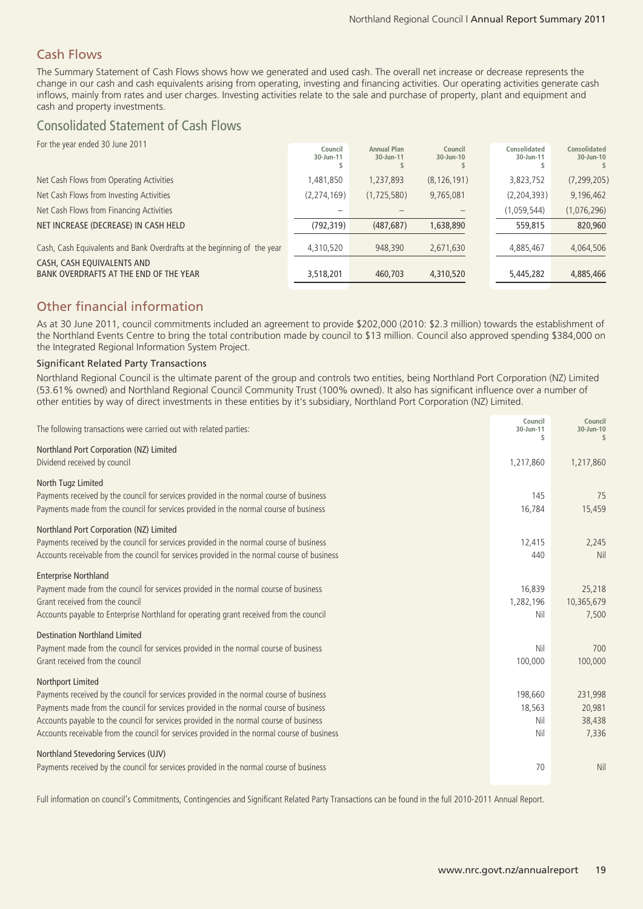## Cash Flows

The Summary Statement of Cash Flows shows how we generated and used cash. The overall net increase or decrease represents the change in our cash and cash equivalents arising from operating, investing and financing activities. Our operating activities generate cash inflows, mainly from rates and user charges. Investing activities relate to the sale and purchase of property, plant and equipment and cash and property investments.

## Consolidated Statement of Cash Flows

| For the year ended 30 June 2011 | Council 30-Jun-11 $ | Annual Plan 30-Jun-11 $ | Council 30-Jun-10 $ | Consolidated 30-Jun-11 $ | Consolidated 30-Jun-10 $ |
|---|---|---|---|---|---|
| Net Cash Flows from Operating Activities | 1,481,850 | 1,237,893 | (8,126,191) | 3,823,752 | (7,299,205) |
| Net Cash Flows from Investing Activities | (2,274,169) | (1,725,580) | 9,765,081 | (2,204,393) | 9,196,462 |
| Net Cash Flows from Financing Activities | – | – | – | (1,059,544) | (1,076,296) |
| NET INCREASE (DECREASE) IN CASH HELD | (792,319) | (487,687) | 1,638,890 | 559,815 | 820,960 |
| Cash, Cash Equivalents and Bank Overdrafts at the beginning of the year | 4,310,520 | 948,390 | 2,671,630 | 4,885,467 | 4,064,506 |
| CASH, CASH EQUIVALENTS AND BANK OVERDRAFTS AT THE END OF THE YEAR | 3,518,201 | 460,703 | 4,310,520 | 5,445,282 | 4,885,466 |

## Other financial information

As at 30 June 2011, council commitments included an agreement to provide $202,000 (2010: $2.3 million) towards the establishment of the Northland Events Centre to bring the total contribution made by council to $13 million. Council also approved spending $384,000 on the Integrated Regional Information System Project.

### Significant Related Party Transactions

Northland Regional Council is the ultimate parent of the group and controls two entities, being Northland Port Corporation (NZ) Limited (53.61% owned) and Northland Regional Council Community Trust (100% owned). It also has significant influence over a number of other entities by way of direct investments in these entities by it's subsidiary, Northland Port Corporation (NZ) Limited.

| The following transactions were carried out with related parties: | Council 30-Jun-11 $ | Council 30-Jun-10 $ |
|---|---|---|
| **Northland Port Corporation (NZ) Limited** | | |
| Dividend received by council | 1,217,860 | 1,217,860 |
| **North Tugz Limited** | | |
| Payments received by the council for services provided in the normal course of business | 145 | 75 |
| Payments made from the council for services provided in the normal course of business | 16,784 | 15,459 |
| **Northland Port Corporation (NZ) Limited** | | |
| Payments received by the council for services provided in the normal course of business | 12,415 | 2,245 |
| Accounts receivable from the council for services provided in the normal course of business | 440 | Nil |
| **Enterprise Northland** | | |
| Payment made from the council for services provided in the normal course of business | 16,839 | 25,218 |
| Grant received from the council | 1,282,196 | 10,365,679 |
| Accounts payable to Enterprise Northland for operating grant received from the council | Nil | 7,500 |
| **Destination Northland Limited** | | |
| Payment made from the council for services provided in the normal course of business | Nil | 700 |
| Grant received from the council | 100,000 | 100,000 |
| **Northport Limited** | | |
| Payments received by the council for services provided in the normal course of business | 198,660 | 231,998 |
| Payments made from the council for services provided in the normal course of business | 18,563 | 20,981 |
| Accounts payable to the council for services provided in the normal course of business | Nil | 38,438 |
| Accounts receivable from the council for services provided in the normal course of business | Nil | 7,336 |
| **Northland Stevedoring Services (UJV)** | | |
| Payments received by the council for services provided in the normal course of business | 70 | Nil |

Full information on council's Commitments, Contingencies and Significant Related Party Transactions can be found in the full 2010-2011 Annual Report.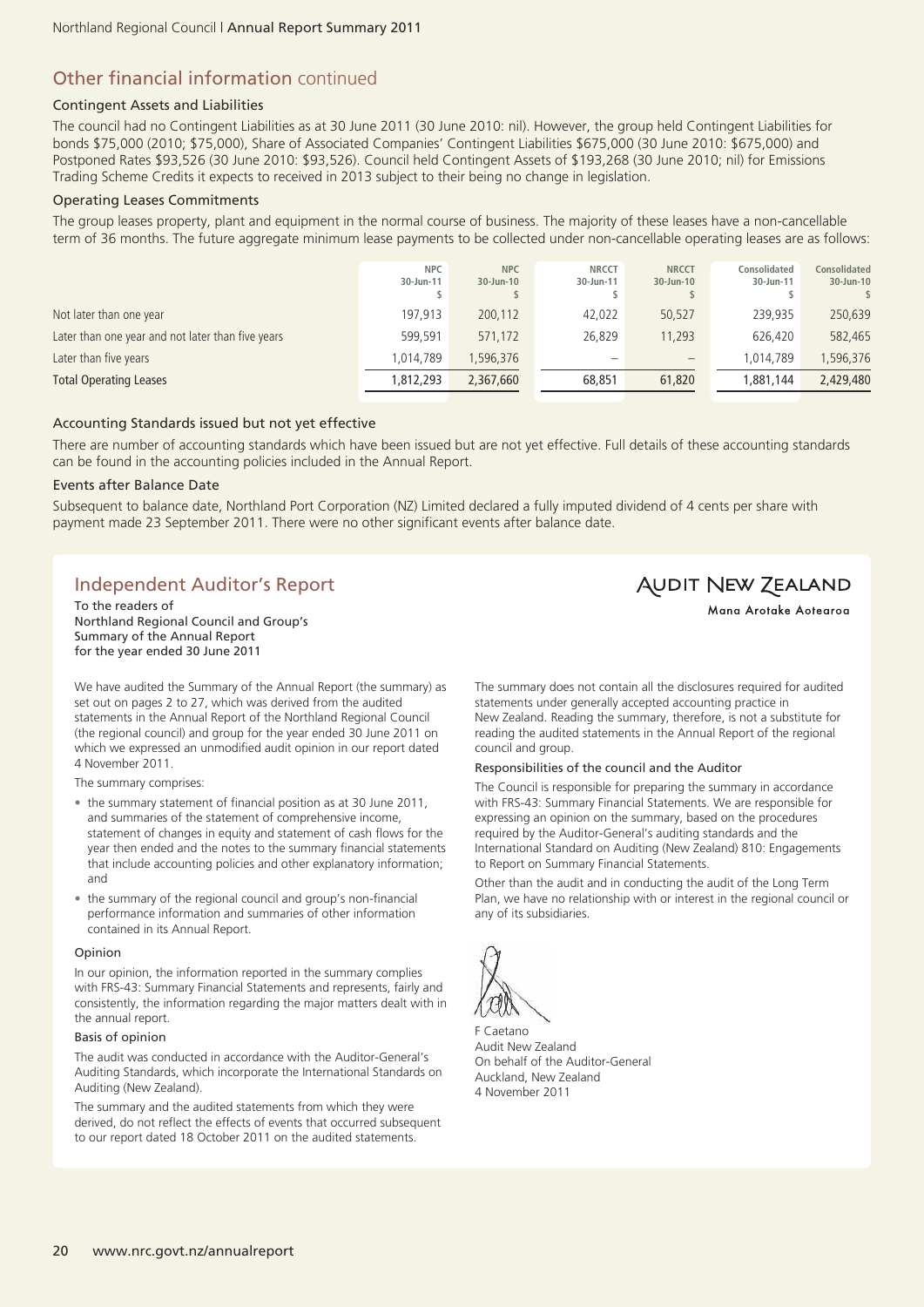## Other financial information continued

### Contingent Assets and Liabilities

The council had no Contingent Liabilities as at 30 June 2011 (30 June 2010: nil). However, the group held Contingent Liabilities for bonds $75,000 (2010; $75,000), Share of Associated Companies' Contingent Liabilities $675,000 (30 June 2010: $675,000) and Postponed Rates $93,526 (30 June 2010: $93,526). Council held Contingent Assets of $193,268 (30 June 2010; nil) for Emissions Trading Scheme Credits it expects to received in 2013 subject to their being no change in legislation.

### Operating Leases Commitments

The group leases property, plant and equipment in the normal course of business. The majority of these leases have a non-cancellable term of 36 months. The future aggregate minimum lease payments to be collected under non-cancellable operating leases are as follows:

| | NPC 30-Jun-11 $ | NPC 30-Jun-10 $ | NRCCT 30-Jun-11 $ | NRCCT 30-Jun-10 $ | Consolidated 30-Jun-11 $ | Consolidated 30-Jun-10 $ |
|---|---|---|---|---|---|---|
| Not later than one year | 197,913 | 200,112 | 42,022 | 50,527 | 239,935 | 250,639 |
| Later than one year and not later than five years | 599,591 | 571,172 | 26,829 | 11,293 | 626,420 | 582,465 |
| Later than five years | 1,014,789 | 1,596,376 | – | – | 1,014,789 | 1,596,376 |
| Total Operating Leases | 1,812,293 | 2,367,660 | 68,851 | 61,820 | 1,881,144 | 2,429,480 |

### Accounting Standards issued but not yet effective

There are number of accounting standards which have been issued but are not yet effective. Full details of these accounting standards can be found in the accounting policies included in the Annual Report.

### Events after Balance Date

Subsequent to balance date, Northland Port Corporation (NZ) Limited declared a fully imputed dividend of 4 cents per share with payment made 23 September 2011. There were no other significant events after balance date.

## Independent Auditor's Report

AUDIT NEW ZEALAND
Mana Arotake Aotearoa

To the readers of
Northland Regional Council and Group's
Summary of the Annual Report
for the year ended 30 June 2011

We have audited the Summary of the Annual Report (the summary) as set out on pages 2 to 27, which was derived from the audited statements in the Annual Report of the Northland Regional Council (the regional council) and group for the year ended 30 June 2011 on which we expressed an unmodified audit opinion in our report dated 4 November 2011.

The summary comprises:

- the summary statement of financial position as at 30 June 2011, and summaries of the statement of comprehensive income, statement of changes in equity and statement of cash flows for the year then ended and the notes to the summary financial statements that include accounting policies and other explanatory information; and
- the summary of the regional council and group's non-financial performance information and summaries of other information contained in its Annual Report.

### Opinion

In our opinion, the information reported in the summary complies with FRS-43: Summary Financial Statements and represents, fairly and consistently, the information regarding the major matters dealt with in the annual report.

### Basis of opinion

The audit was conducted in accordance with the Auditor-General's Auditing Standards, which incorporate the International Standards on Auditing (New Zealand).

The summary and the audited statements from which they were derived, do not reflect the effects of events that occurred subsequent to our report dated 18 October 2011 on the audited statements.

The summary does not contain all the disclosures required for audited statements under generally accepted accounting practice in New Zealand. Reading the summary, therefore, is not a substitute for reading the audited statements in the Annual Report of the regional council and group.

### Responsibilities of the council and the Auditor

The Council is responsible for preparing the summary in accordance with FRS-43: Summary Financial Statements. We are responsible for expressing an opinion on the summary, based on the procedures required by the Auditor-General's auditing standards and the International Standard on Auditing (New Zealand) 810: Engagements to Report on Summary Financial Statements.

Other than the audit and in conducting the audit of the Long Term Plan, we have no relationship with or interest in the regional council or any of its subsidiaries.

F Caetano
Audit New Zealand
On behalf of the Auditor-General
Auckland, New Zealand
4 November 2011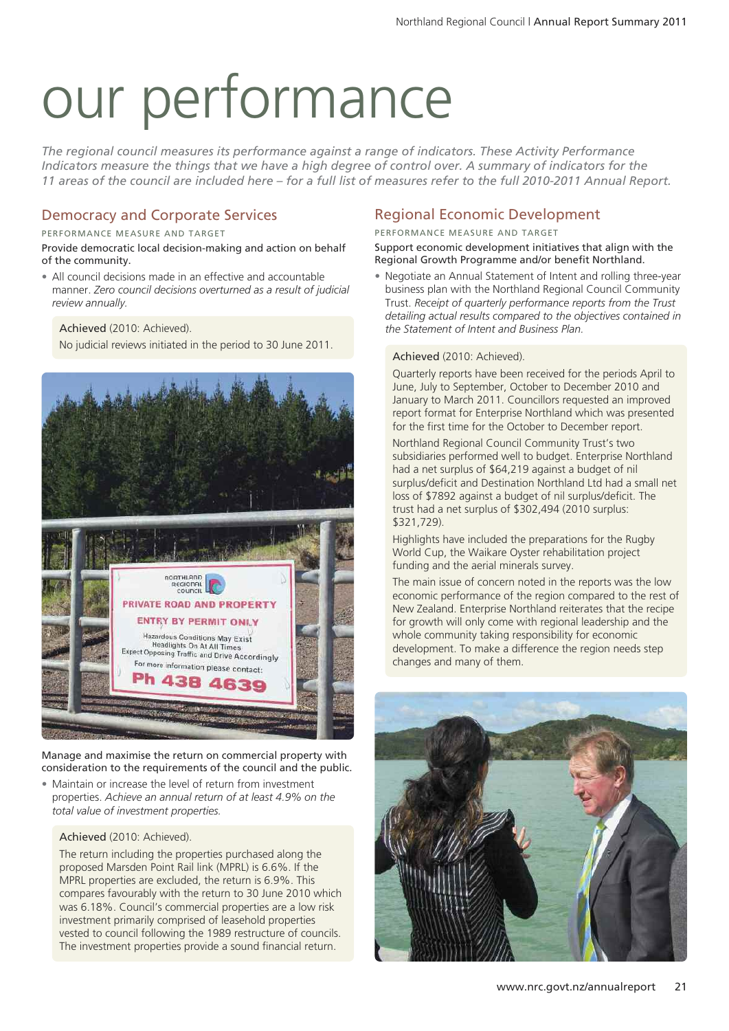# our performance

*The regional council measures its performance against a range of indicators. These Activity Performance Indicators measure the things that we have a high degree of control over. A summary of indicators for the 11 areas of the council are included here – for a full list of measures refer to the full 2010-2011 Annual Report.*

## Democracy and Corporate Services

PERFORMANCE MEASURE AND TARGET

Provide democratic local decision-making and action on behalf of the community.

- All council decisions made in an effective and accountable manner. *Zero council decisions overturned as a result of judicial review annually.*

Achieved (2010: Achieved).

No judicial reviews initiated in the period to 30 June 2011.

Manage and maximise the return on commercial property with consideration to the requirements of the council and the public.

- Maintain or increase the level of return from investment properties. *Achieve an annual return of at least 4.9% on the total value of investment properties.*

Achieved (2010: Achieved).

The return including the properties purchased along the proposed Marsden Point Rail link (MPRL) is 6.6%. If the MPRL properties are excluded, the return is 6.9%. This compares favourably with the return to 30 June 2010 which was 6.18%. Council's commercial properties are a low risk investment primarily comprised of leasehold properties vested to council following the 1989 restructure of councils. The investment properties provide a sound financial return.

## Regional Economic Development

PERFORMANCE MEASURE AND TARGET

Support economic development initiatives that align with the Regional Growth Programme and/or benefit Northland.

- Negotiate an Annual Statement of Intent and rolling three-year business plan with the Northland Regional Council Community Trust. *Receipt of quarterly performance reports from the Trust detailing actual results compared to the objectives contained in the Statement of Intent and Business Plan.*

Achieved (2010: Achieved).

Quarterly reports have been received for the periods April to June, July to September, October to December 2010 and January to March 2011. Councillors requested an improved report format for Enterprise Northland which was presented for the first time for the October to December report.

Northland Regional Council Community Trust's two subsidiaries performed well to budget. Enterprise Northland had a net surplus of $64,219 against a budget of nil surplus/deficit and Destination Northland Ltd had a small net loss of $7892 against a budget of nil surplus/deficit. The trust had a net surplus of $302,494 (2010 surplus: $321,729).

Highlights have included the preparations for the Rugby World Cup, the Waikare Oyster rehabilitation project funding and the aerial minerals survey.

The main issue of concern noted in the reports was the low economic performance of the region compared to the rest of New Zealand. Enterprise Northland reiterates that the recipe for growth will only come with regional leadership and the whole community taking responsibility for economic development. To make a difference the region needs step changes and many of them.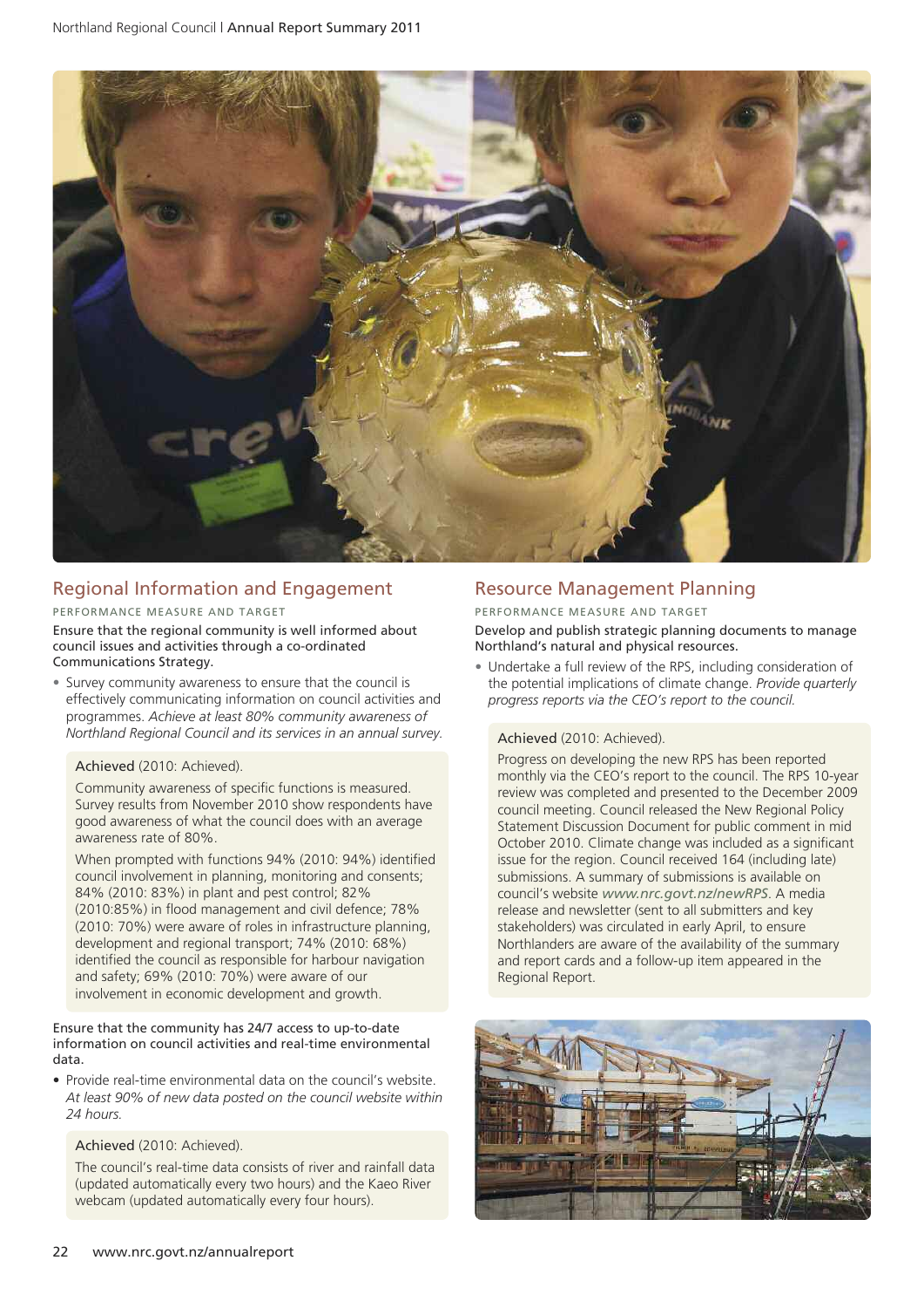## Regional Information and Engagement

PERFORMANCE MEASURE AND TARGET

Ensure that the regional community is well informed about council issues and activities through a co-ordinated Communications Strategy.

- Survey community awareness to ensure that the council is effectively communicating information on council activities and programmes. *Achieve at least 80% community awareness of Northland Regional Council and its services in an annual survey.*

**Achieved** (2010: Achieved).

Community awareness of specific functions is measured. Survey results from November 2010 show respondents have good awareness of what the council does with an average awareness rate of 80%.

When prompted with functions 94% (2010: 94%) identified council involvement in planning, monitoring and consents; 84% (2010: 83%) in plant and pest control; 82% (2010:85%) in flood management and civil defence; 78% (2010: 70%) were aware of roles in infrastructure planning, development and regional transport; 74% (2010: 68%) identified the council as responsible for harbour navigation and safety; 69% (2010: 70%) were aware of our involvement in economic development and growth.

Ensure that the community has 24/7 access to up-to-date information on council activities and real-time environmental data.

- Provide real-time environmental data on the council's website. *At least 90% of new data posted on the council website within 24 hours.*

**Achieved** (2010: Achieved).

The council's real-time data consists of river and rainfall data (updated automatically every two hours) and the Kaeo River webcam (updated automatically every four hours).

## Resource Management Planning

PERFORMANCE MEASURE AND TARGET

Develop and publish strategic planning documents to manage Northland's natural and physical resources.

- Undertake a full review of the RPS, including consideration of the potential implications of climate change. *Provide quarterly progress reports via the CEO's report to the council.*

**Achieved** (2010: Achieved).

Progress on developing the new RPS has been reported monthly via the CEO's report to the council. The RPS 10-year review was completed and presented to the December 2009 council meeting. Council released the New Regional Policy Statement Discussion Document for public comment in mid October 2010. Climate change was included as a significant issue for the region. Council received 164 (including late) submissions. A summary of submissions is available on council's website *www.nrc.govt.nz/newRPS*. A media release and newsletter (sent to all submitters and key stakeholders) was circulated in early April, to ensure Northlanders are aware of the availability of the summary and report cards and a follow-up item appeared in the Regional Report.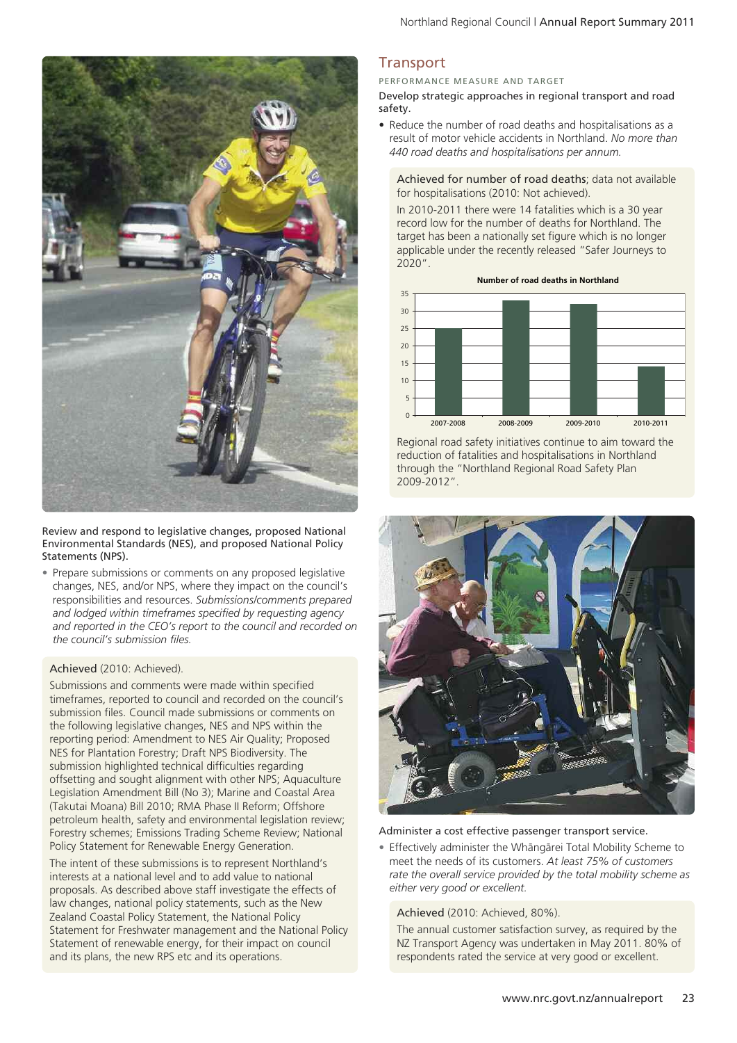**Review and respond to legislative changes, proposed National Environmental Standards (NES), and proposed National Policy Statements (NPS).**

- Prepare submissions or comments on any proposed legislative changes, NES, and/or NPS, where they impact on the council's responsibilities and resources. *Submissions/comments prepared and lodged within timeframes specified by requesting agency and reported in the CEO's report to the council and recorded on the council's submission files.*

Achieved (2010: Achieved).

Submissions and comments were made within specified timeframes, reported to council and recorded on the council's submission files. Council made submissions or comments on the following legislative changes, NES and NPS within the reporting period: Amendment to NES Air Quality; Proposed NES for Plantation Forestry; Draft NPS Biodiversity. The submission highlighted technical difficulties regarding offsetting and sought alignment with other NPS; Aquaculture Legislation Amendment Bill (No 3); Marine and Coastal Area (Takutai Moana) Bill 2010; RMA Phase II Reform; Offshore petroleum health, safety and environmental legislation review; Forestry schemes; Emissions Trading Scheme Review; National Policy Statement for Renewable Energy Generation.

The intent of these submissions is to represent Northland's interests at a national level and to add value to national proposals. As described above staff investigate the effects of law changes, national policy statements, such as the New Zealand Coastal Policy Statement, the National Policy Statement for Freshwater management and the National Policy Statement of renewable energy, for their impact on council and its plans, the new RPS etc and its operations.

## Transport

PERFORMANCE MEASURE AND TARGET

**Develop strategic approaches in regional transport and road safety.**

- Reduce the number of road deaths and hospitalisations as a result of motor vehicle accidents in Northland. *No more than 440 road deaths and hospitalisations per annum.*

Achieved for number of road deaths; data not available for hospitalisations (2010: Not achieved).

In 2010-2011 there were 14 fatalities which is a 30 year record low for the number of deaths for Northland. The target has been a nationally set figure which is no longer applicable under the recently released "Safer Journeys to 2020".

**Number of road deaths in Northland**

| Year | Number of road deaths |
|---|---|
| 2007-2008 | 25 |
| 2008-2009 | 33 |
| 2009-2010 | 32 |
| 2010-2011 | 14 |

Regional road safety initiatives continue to aim toward the reduction of fatalities and hospitalisations in Northland through the "Northland Regional Road Safety Plan 2009-2012".

**Administer a cost effective passenger transport service.**

- Effectively administer the Whāngārei Total Mobility Scheme to meet the needs of its customers. *At least 75% of customers rate the overall service provided by the total mobility scheme as either very good or excellent.*

Achieved (2010: Achieved, 80%).

The annual customer satisfaction survey, as required by the NZ Transport Agency was undertaken in May 2011. 80% of respondents rated the service at very good or excellent.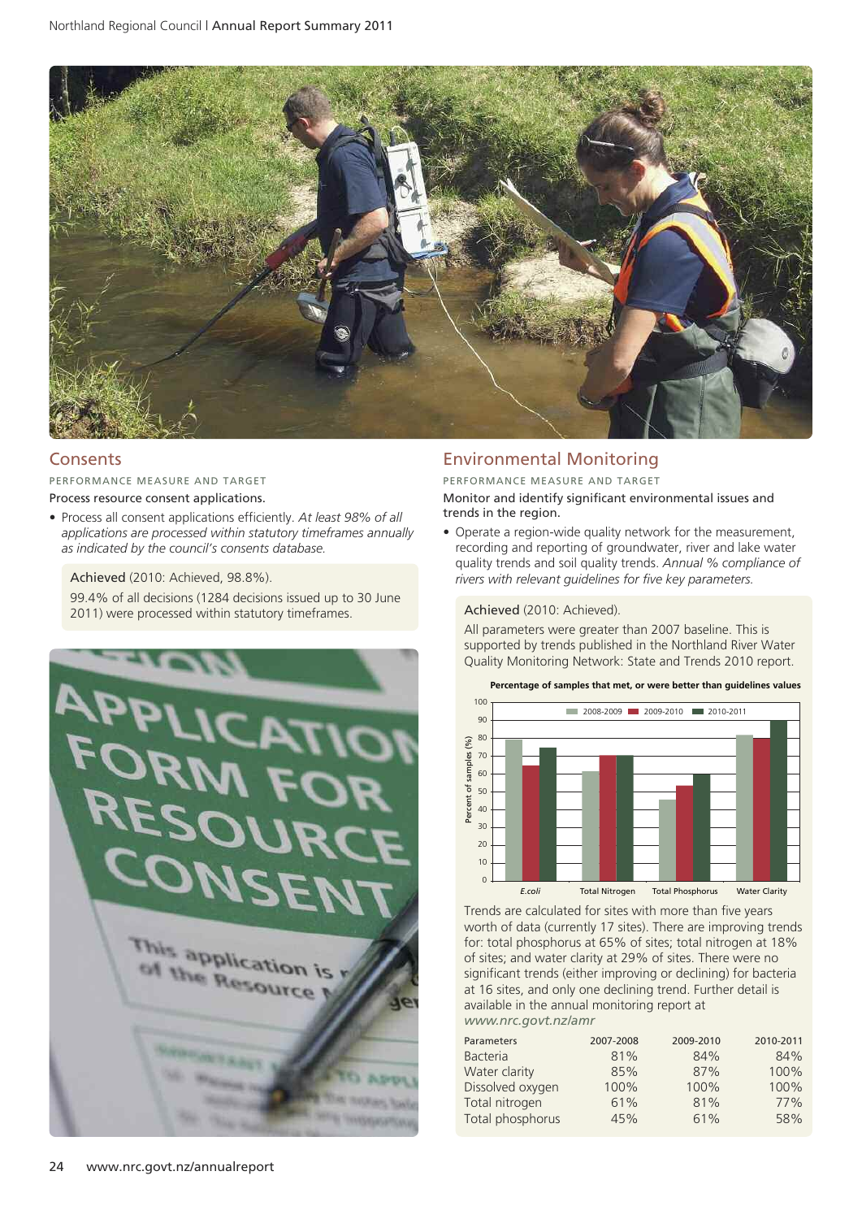## Consents

PERFORMANCE MEASURE AND TARGET

Process resource consent applications.

- Process all consent applications efficiently. *At least 98% of all applications are processed within statutory timeframes annually as indicated by the council's consents database.*

Achieved (2010: Achieved, 98.8%).

99.4% of all decisions (1284 decisions issued up to 30 June 2011) were processed within statutory timeframes.

## Environmental Monitoring

PERFORMANCE MEASURE AND TARGET

Monitor and identify significant environmental issues and trends in the region.

- Operate a region-wide quality network for the measurement, recording and reporting of groundwater, river and lake water quality trends and soil quality trends. *Annual % compliance of rivers with relevant guidelines for five key parameters.*

Achieved (2010: Achieved).

All parameters were greater than 2007 baseline. This is supported by trends published in the Northland River Water Quality Monitoring Network: State and Trends 2010 report.

**Percentage of samples that met, or were better than guidelines values**

Trends are calculated for sites with more than five years worth of data (currently 17 sites). There are improving trends for: total phosphorus at 65% of sites; total nitrogen at 18% of sites; and water clarity at 29% of sites. There were no significant trends (either improving or declining) for bacteria at 16 sites, and only one declining trend. Further detail is available in the annual monitoring report at *www.nrc.govt.nz/amr*

| Parameters | 2007-2008 | 2009-2010 | 2010-2011 |
|---|---|---|---|
| Bacteria | 81% | 84% | 84% |
| Water clarity | 85% | 87% | 100% |
| Dissolved oxygen | 100% | 100% | 100% |
| Total nitrogen | 61% | 81% | 77% |
| Total phosphorus | 45% | 61% | 58% |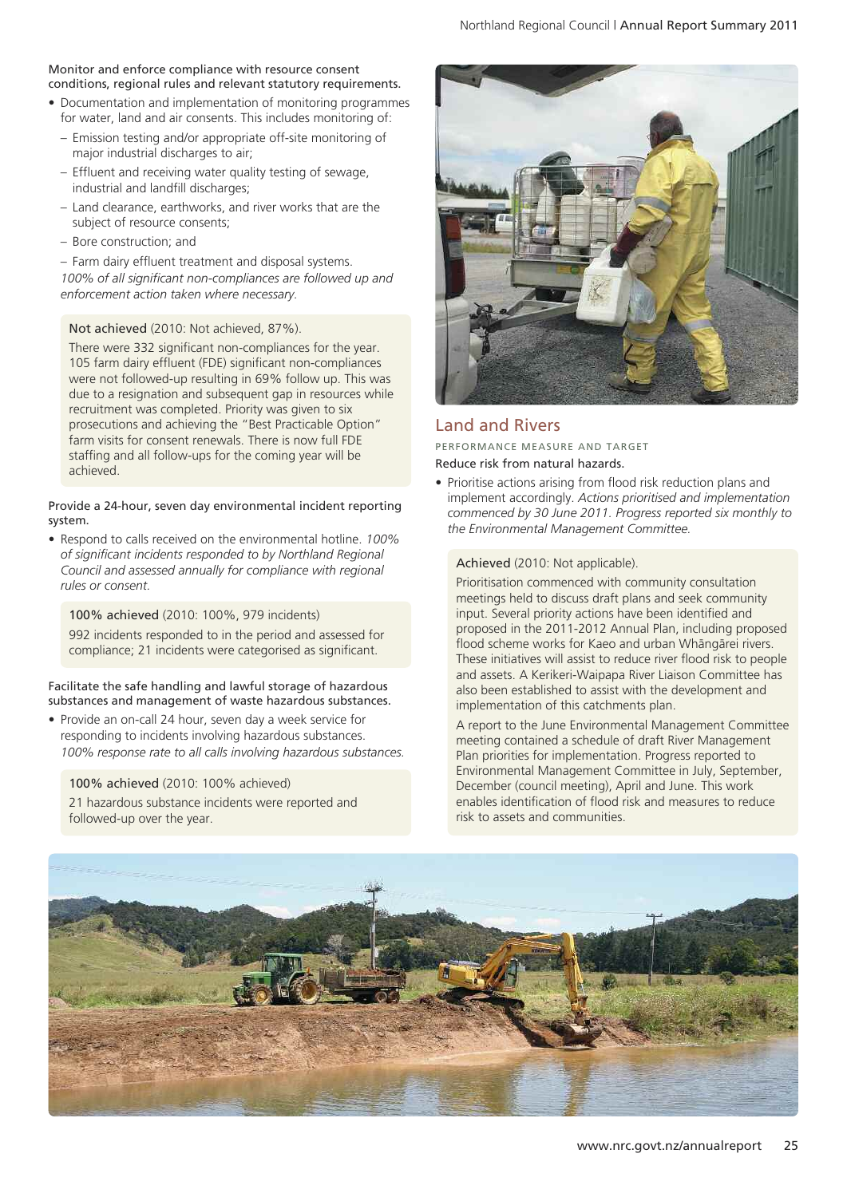**Monitor and enforce compliance with resource consent conditions, regional rules and relevant statutory requirements.**

- Documentation and implementation of monitoring programmes for water, land and air consents. This includes monitoring of:
  - Emission testing and/or appropriate off-site monitoring of major industrial discharges to air;
  - Effluent and receiving water quality testing of sewage, industrial and landfill discharges;
  - Land clearance, earthworks, and river works that are the subject of resource consents;
  - Bore construction; and
  - Farm dairy effluent treatment and disposal systems.

  *100% of all significant non-compliances are followed up and enforcement action taken where necessary.*

Not achieved (2010: Not achieved, 87%).

There were 332 significant non-compliances for the year. 105 farm dairy effluent (FDE) significant non-compliances were not followed-up resulting in 69% follow up. This was due to a resignation and subsequent gap in resources while recruitment was completed. Priority was given to six prosecutions and achieving the "Best Practicable Option" farm visits for consent renewals. There is now full FDE staffing and all follow-ups for the coming year will be achieved.

**Provide a 24-hour, seven day environmental incident reporting system.**

- Respond to calls received on the environmental hotline. *100% of significant incidents responded to by Northland Regional Council and assessed annually for compliance with regional rules or consent.*

100% achieved (2010: 100%, 979 incidents)

992 incidents responded to in the period and assessed for compliance; 21 incidents were categorised as significant.

**Facilitate the safe handling and lawful storage of hazardous substances and management of waste hazardous substances.**

- Provide an on-call 24 hour, seven day a week service for responding to incidents involving hazardous substances. *100% response rate to all calls involving hazardous substances.*

100% achieved (2010: 100% achieved)

21 hazardous substance incidents were reported and followed-up over the year.

## Land and Rivers

PERFORMANCE MEASURE AND TARGET

**Reduce risk from natural hazards.**

- Prioritise actions arising from flood risk reduction plans and implement accordingly. *Actions prioritised and implementation commenced by 30 June 2011. Progress reported six monthly to the Environmental Management Committee.*

Achieved (2010: Not applicable).

Prioritisation commenced with community consultation meetings held to discuss draft plans and seek community input. Several priority actions have been identified and proposed in the 2011-2012 Annual Plan, including proposed flood scheme works for Kaeo and urban Whāngārei rivers. These initiatives will assist to reduce river flood risk to people and assets. A Kerikeri-Waipapa River Liaison Committee has also been established to assist with the development and implementation of this catchments plan.

A report to the June Environmental Management Committee meeting contained a schedule of draft River Management Plan priorities for implementation. Progress reported to Environmental Management Committee in July, September, December (council meeting), April and June. This work enables identification of flood risk and measures to reduce risk to assets and communities.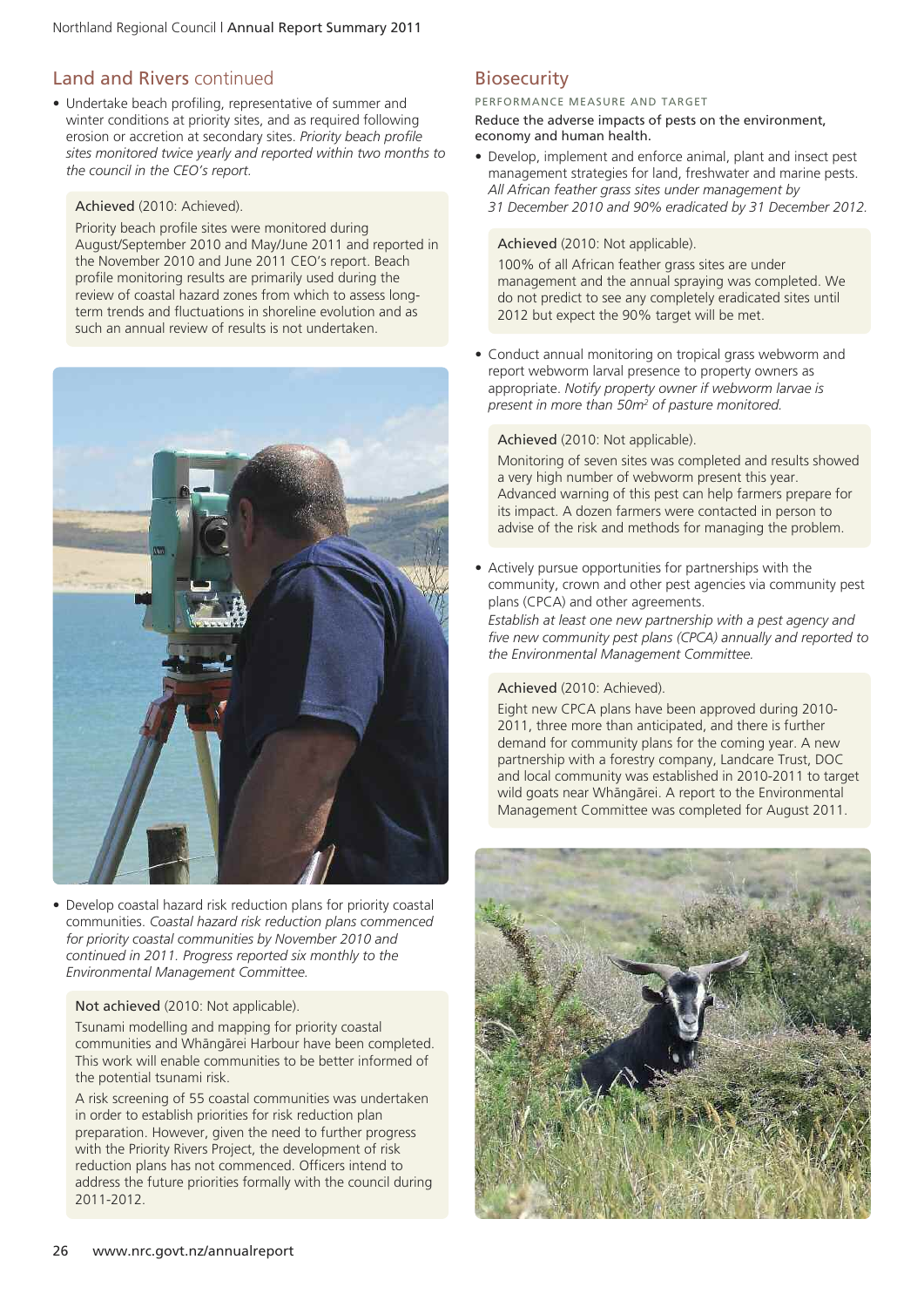## Land and Rivers continued

- Undertake beach profiling, representative of summer and winter conditions at priority sites, and as required following erosion or accretion at secondary sites. *Priority beach profile sites monitored twice yearly and reported within two months to the council in the CEO's report.*

  Achieved (2010: Achieved).

  Priority beach profile sites were monitored during August/September 2010 and May/June 2011 and reported in the November 2010 and June 2011 CEO's report. Beach profile monitoring results are primarily used during the review of coastal hazard zones from which to assess long-term trends and fluctuations in shoreline evolution and as such an annual review of results is not undertaken.

- Develop coastal hazard risk reduction plans for priority coastal communities. *Coastal hazard risk reduction plans commenced for priority coastal communities by November 2010 and continued in 2011. Progress reported six monthly to the Environmental Management Committee.*

  Not achieved (2010: Not applicable).

  Tsunami modelling and mapping for priority coastal communities and Whāngārei Harbour have been completed. This work will enable communities to be better informed of the potential tsunami risk.

  A risk screening of 55 coastal communities was undertaken in order to establish priorities for risk reduction plan preparation. However, given the need to further progress with the Priority Rivers Project, the development of risk reduction plans has not commenced. Officers intend to address the future priorities formally with the council during 2011-2012.

## Biosecurity

PERFORMANCE MEASURE AND TARGET

Reduce the adverse impacts of pests on the environment, economy and human health.

- Develop, implement and enforce animal, plant and insect pest management strategies for land, freshwater and marine pests. *All African feather grass sites under management by 31 December 2010 and 90% eradicated by 31 December 2012.*

  Achieved (2010: Not applicable).

  100% of all African feather grass sites are under management and the annual spraying was completed. We do not predict to see any completely eradicated sites until 2012 but expect the 90% target will be met.

- Conduct annual monitoring on tropical grass webworm and report webworm larval presence to property owners as appropriate. *Notify property owner if webworm larvae is present in more than 50m² of pasture monitored.*

  Achieved (2010: Not applicable).

  Monitoring of seven sites was completed and results showed a very high number of webworm present this year. Advanced warning of this pest can help farmers prepare for its impact. A dozen farmers were contacted in person to advise of the risk and methods for managing the problem.

- Actively pursue opportunities for partnerships with the community, crown and other pest agencies via community pest plans (CPCA) and other agreements.
  *Establish at least one new partnership with a pest agency and five new community pest plans (CPCA) annually and reported to the Environmental Management Committee.*

  Achieved (2010: Achieved).

  Eight new CPCA plans have been approved during 2010-2011, three more than anticipated, and there is further demand for community plans for the coming year. A new partnership with a forestry company, Landcare Trust, DOC and local community was established in 2010-2011 to target wild goats near Whāngārei. A report to the Environmental Management Committee was completed for August 2011.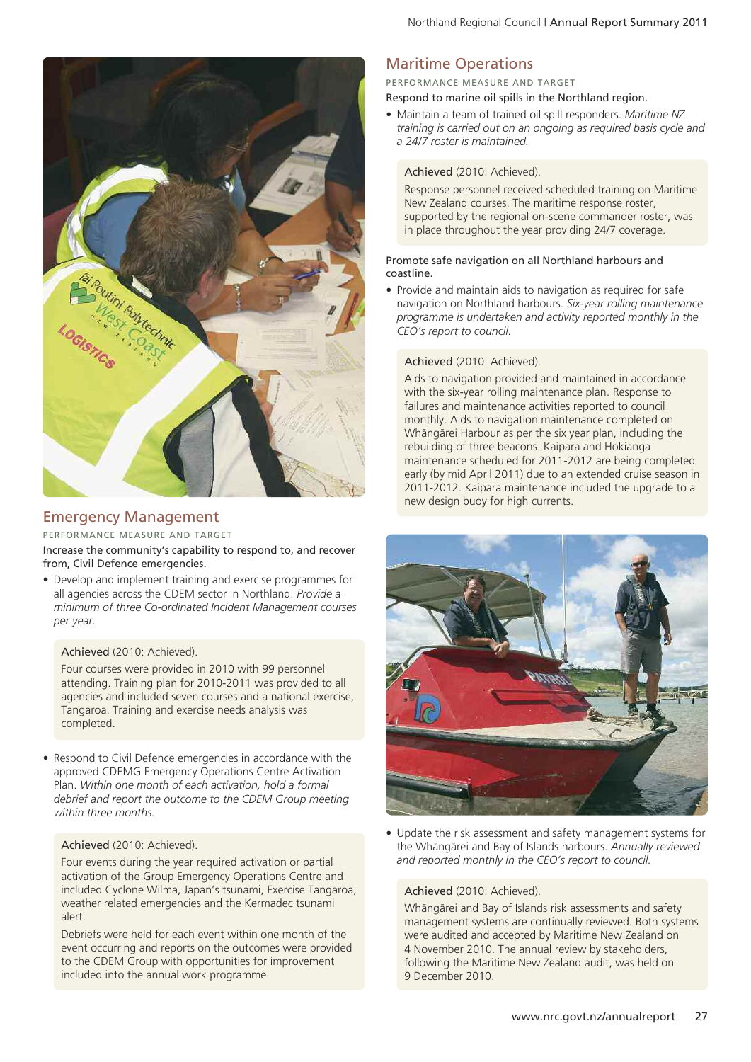## Emergency Management

PERFORMANCE MEASURE AND TARGET

Increase the community's capability to respond to, and recover from, Civil Defence emergencies.

- Develop and implement training and exercise programmes for all agencies across the CDEM sector in Northland. *Provide a minimum of three Co-ordinated Incident Management courses per year.*

> Achieved (2010: Achieved).
>
> Four courses were provided in 2010 with 99 personnel attending. Training plan for 2010-2011 was provided to all agencies and included seven courses and a national exercise, Tangaroa. Training and exercise needs analysis was completed.

- Respond to Civil Defence emergencies in accordance with the approved CDEMG Emergency Operations Centre Activation Plan. *Within one month of each activation, hold a formal debrief and report the outcome to the CDEM Group meeting within three months.*

> Achieved (2010: Achieved).
>
> Four events during the year required activation or partial activation of the Group Emergency Operations Centre and included Cyclone Wilma, Japan's tsunami, Exercise Tangaroa, weather related emergencies and the Kermadec tsunami alert.
>
> Debriefs were held for each event within one month of the event occurring and reports on the outcomes were provided to the CDEM Group with opportunities for improvement included into the annual work programme.

## Maritime Operations

PERFORMANCE MEASURE AND TARGET

Respond to marine oil spills in the Northland region.

- Maintain a team of trained oil spill responders. *Maritime NZ training is carried out on an ongoing as required basis cycle and a 24/7 roster is maintained.*

> Achieved (2010: Achieved).
>
> Response personnel received scheduled training on Maritime New Zealand courses. The maritime response roster, supported by the regional on-scene commander roster, was in place throughout the year providing 24/7 coverage.

Promote safe navigation on all Northland harbours and coastline.

- Provide and maintain aids to navigation as required for safe navigation on Northland harbours. *Six-year rolling maintenance programme is undertaken and activity reported monthly in the CEO's report to council.*

> Achieved (2010: Achieved).
>
> Aids to navigation provided and maintained in accordance with the six-year rolling maintenance plan. Response to failures and maintenance activities reported to council monthly. Aids to navigation maintenance completed on Whāngārei Harbour as per the six year plan, including the rebuilding of three beacons. Kaipara and Hokianga maintenance scheduled for 2011-2012 are being completed early (by mid April 2011) due to an extended cruise season in 2011-2012. Kaipara maintenance included the upgrade to a new design buoy for high currents.

- Update the risk assessment and safety management systems for the Whāngārei and Bay of Islands harbours. *Annually reviewed and reported monthly in the CEO's report to council.*

> Achieved (2010: Achieved).
>
> Whāngārei and Bay of Islands risk assessments and safety management systems are continually reviewed. Both systems were audited and accepted by Maritime New Zealand on 4 November 2010. The annual review by stakeholders, following the Maritime New Zealand audit, was held on 9 December 2010.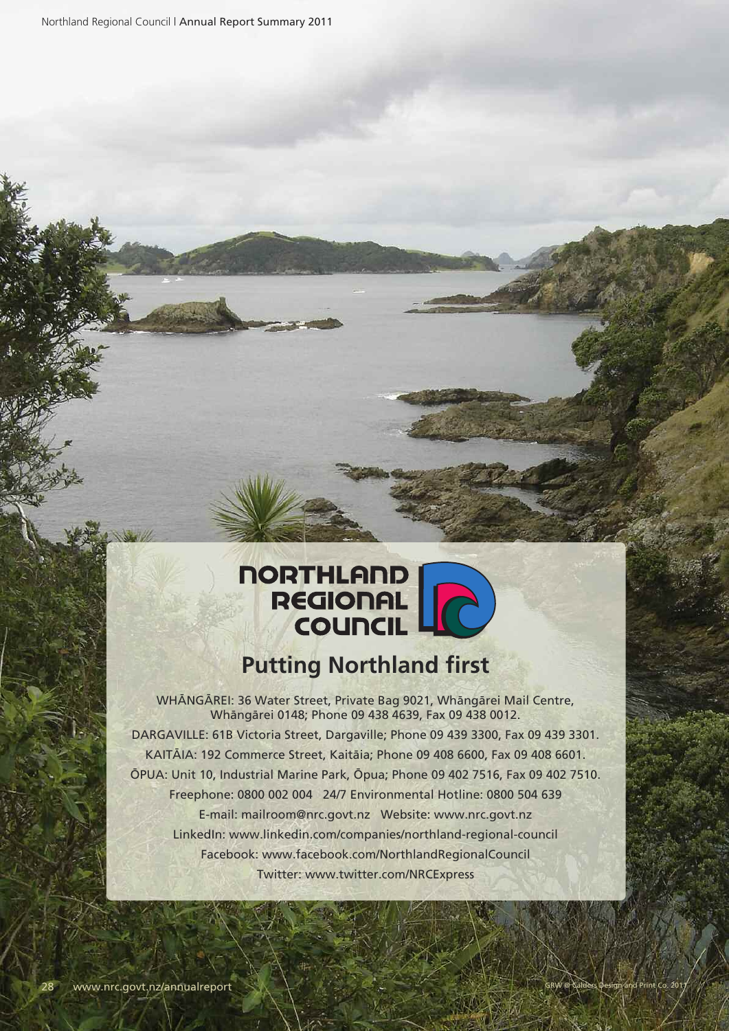NORTHLAND REGIONAL COUNCIL

## Putting Northland first

WHĀNGĀREI: 36 Water Street, Private Bag 9021, Whāngārei Mail Centre, Whāngārei 0148; Phone 09 438 4639, Fax 09 438 0012.

DARGAVILLE: 61B Victoria Street, Dargaville; Phone 09 439 3300, Fax 09 439 3301.

KAITĀIA: 192 Commerce Street, Kaitāia; Phone 09 408 6600, Fax 09 408 6601.

ŌPUA: Unit 10, Industrial Marine Park, Ōpua; Phone 09 402 7516, Fax 09 402 7510.

Freephone: 0800 002 004 24/7 Environmental Hotline: 0800 504 639

E-mail: mailroom@nrc.govt.nz Website: www.nrc.govt.nz

LinkedIn: www.linkedin.com/companies/northland-regional-council

Facebook: www.facebook.com/NorthlandRegionalCouncil

Twitter: www.twitter.com/NRCExpress

GRW @ Calders Design and Print Co. 2011